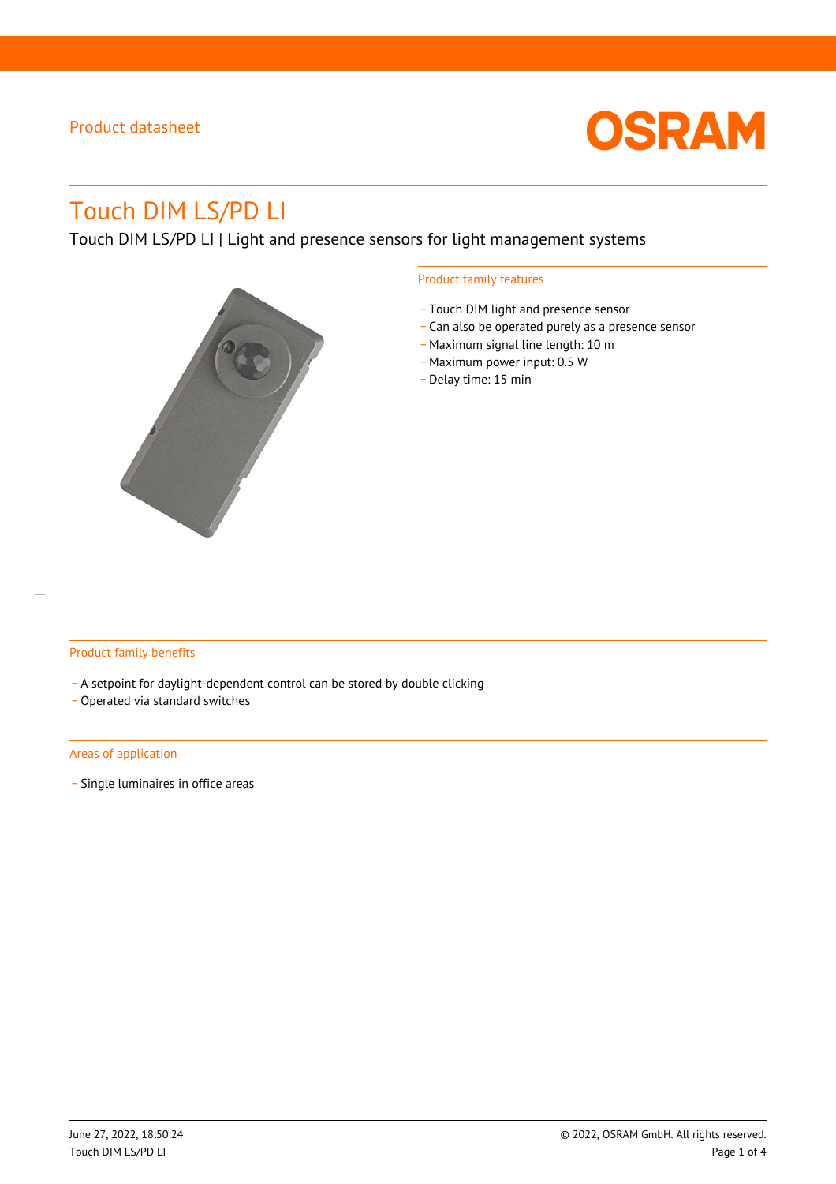Product datasheet

# Touch DIM LS/PD LI

Touch DIM LS/PD LI | Light and presence sensors for light management systems

## Product family features

- Touch DIM light and presence sensor
- Can also be operated purely as a presence sensor
- Maximum signal line length: 10 m
- Maximum power input: 0.5 W
- Delay time: 15 min

## Product family benefits

- A setpoint for daylight-dependent control can be stored by double clicking
- Operated via standard switches

## Areas of application

- Single luminaires in office areas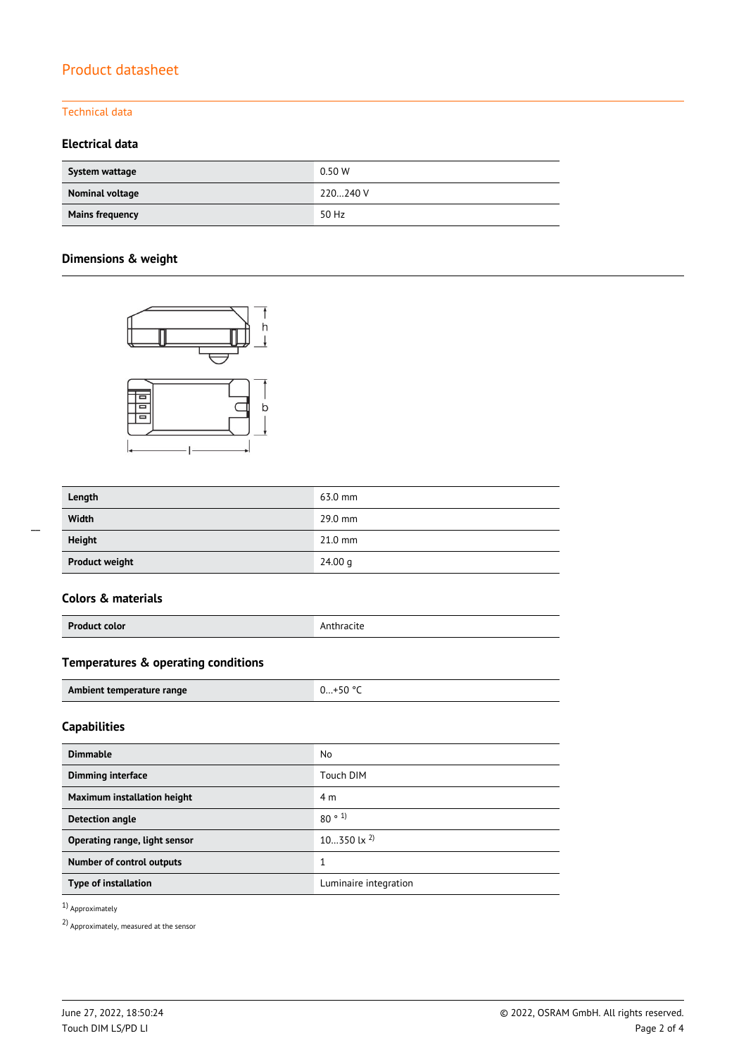# Product datasheet

## Technical data

### Electrical data

| System wattage | 0.50 W |
|---|---|
| Nominal voltage | 220…240 V |
| Mains frequency | 50 Hz |

### Dimensions & weight

| Length | 63.0 mm |
|---|---|
| Width | 29.0 mm |
| Height | 21.0 mm |
| Product weight | 24.00 g |

### Colors & materials

| Product color | Anthracite |
|---|---|

### Temperatures & operating conditions

| Ambient temperature range | 0…+50 °C |
|---|---|

### Capabilities

| Dimmable | No |
|---|---|
| Dimming interface | Touch DIM |
| Maximum installation height | 4 m |
| Detection angle | 80 ° [1] |
| Operating range, light sensor | 10…350 lx [2] |
| Number of control outputs | 1 |
| Type of installation | Luminaire integration |

[1] Approximately

[2] Approximately, measured at the sensor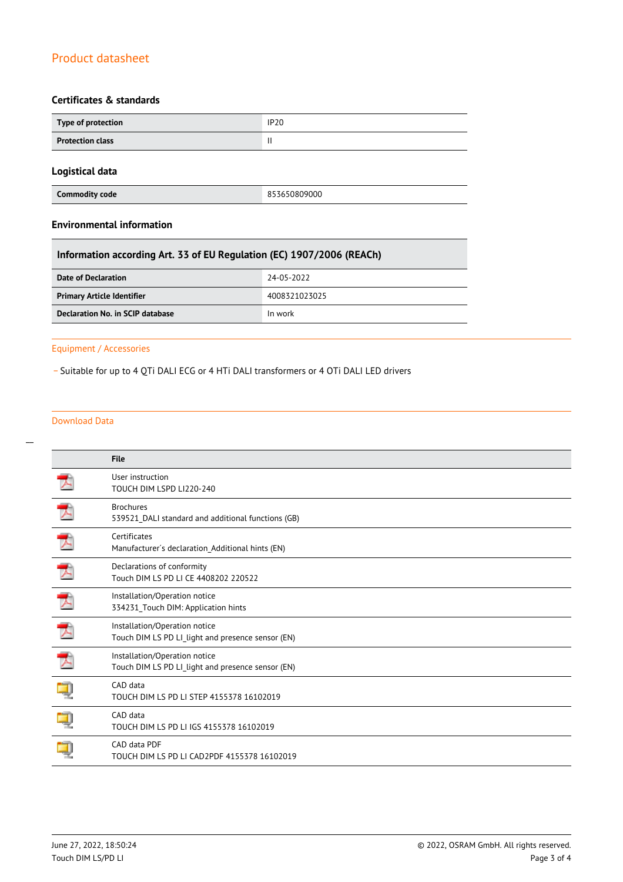## Product datasheet

### Certificates & standards

| Type of protection | IP20 |
|---|---|
| Protection class | II |

### Logistical data

| Commodity code | 853650809000 |
|---|---|

### Environmental information

| Information according Art. 33 of EU Regulation (EC) 1907/2006 (REACh) | |
|---|---|
| Date of Declaration | 24-05-2022 |
| Primary Article Identifier | 4008321023025 |
| Declaration No. in SCIP database | In work |

## Equipment / Accessories

- Suitable for up to 4 QTi DALI ECG or 4 HTi DALI transformers or 4 OTi DALI LED drivers

## Download Data

| | File |
|---|---|
| | User instruction<br>TOUCH DIM LSPD LI220-240 |
| | Brochures<br>539521_DALI standard and additional functions (GB) |
| | Certificates<br>Manufacturer´s declaration_Additional hints (EN) |
| | Declarations of conformity<br>Touch DIM LS PD LI CE 4408202 220522 |
| | Installation/Operation notice<br>334231_Touch DIM: Application hints |
| | Installation/Operation notice<br>Touch DIM LS PD LI_light and presence sensor (EN) |
| | Installation/Operation notice<br>Touch DIM LS PD LI_light and presence sensor (EN) |
| | CAD data<br>TOUCH DIM LS PD LI STEP 4155378 16102019 |
| | CAD data<br>TOUCH DIM LS PD LI IGS 4155378 16102019 |
| | CAD data PDF<br>TOUCH DIM LS PD LI CAD2PDF 4155378 16102019 |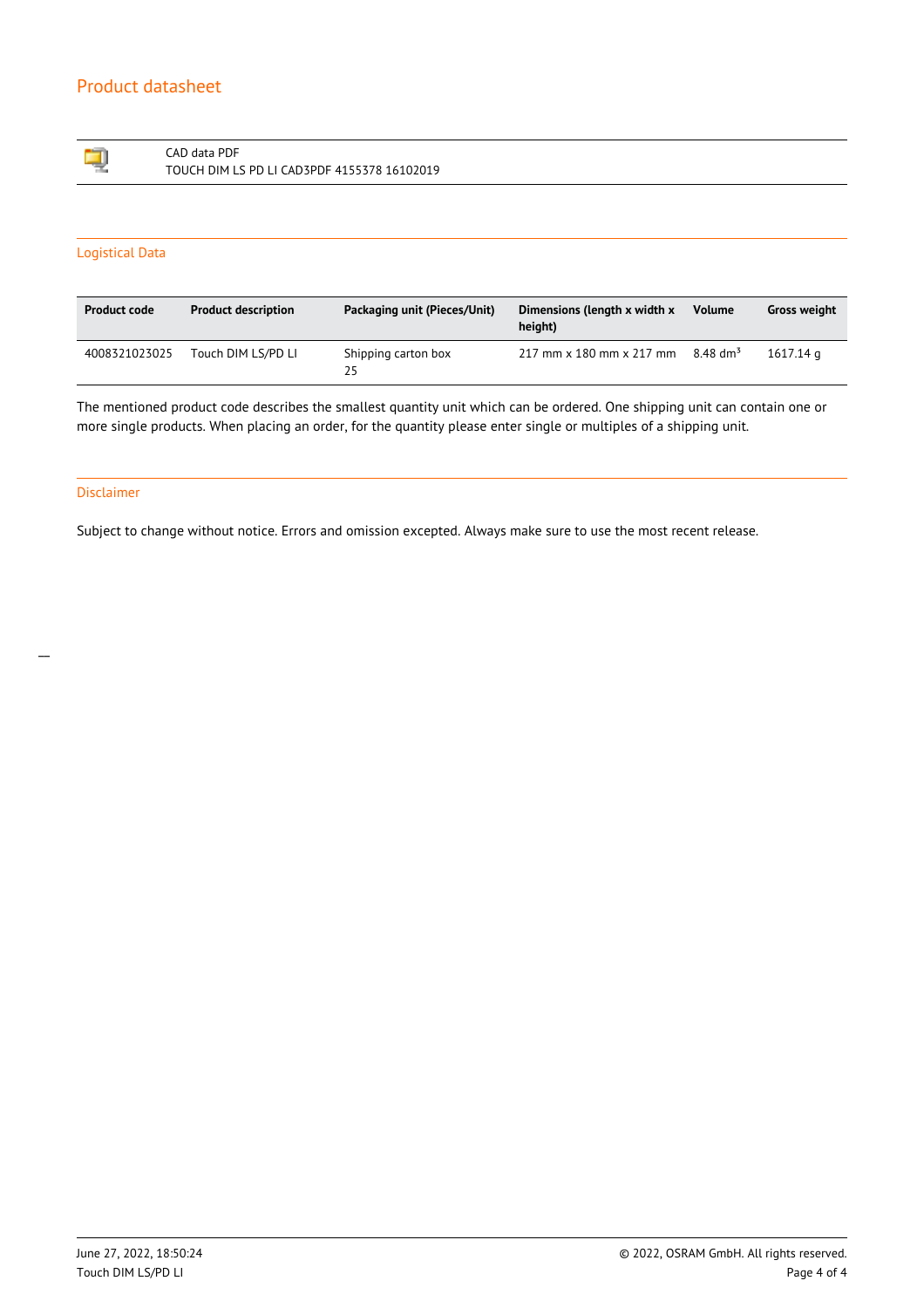CAD data PDF
TOUCH DIM LS PD LI CAD3PDF 4155378 16102019

## Logistical Data

| Product code | Product description | Packaging unit (Pieces/Unit) | Dimensions (length x width x height) | Volume | Gross weight |
|---|---|---|---|---|---|
| 4008321023025 | Touch DIM LS/PD LI | Shipping carton box 25 | 217 mm x 180 mm x 217 mm | 8.48 $dm^3$ | 1617.14 g |

The mentioned product code describes the smallest quantity unit which can be ordered. One shipping unit can contain one or more single products. When placing an order, for the quantity please enter single or multiples of a shipping unit.

## Disclaimer

Subject to change without notice. Errors and omission excepted. Always make sure to use the most recent release.